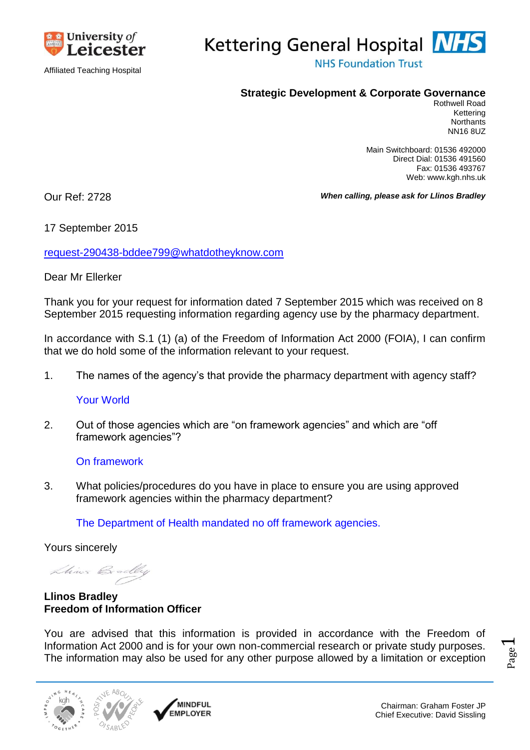University of Leicester

Affiliated Teaching Hospital

Kettering General Hospital NHS

NHS Foundation Trust

**Strategic Development & Corporate Governance**

Rothwell Road
Kettering
Northants
NN16 8UZ

Main Switchboard: 01536 492000
Direct Dial: 01536 491560
Fax: 01536 493767
Web: www.kgh.nhs.uk

Our Ref: 2728

***When calling, please ask for Llinos Bradley***

17 September 2015

request-290438-bddee799@whatdotheyknow.com

Dear Mr Ellerker

Thank you for your request for information dated 7 September 2015 which was received on 8 September 2015 requesting information regarding agency use by the pharmacy department.

In accordance with S.1 (1) (a) of the Freedom of Information Act 2000 (FOIA), I can confirm that we do hold some of the information relevant to your request.

1. The names of the agency's that provide the pharmacy department with agency staff?

   Your World

2. Out of those agencies which are "on framework agencies" and which are "off framework agencies"?

   On framework

3. What policies/procedures do you have in place to ensure you are using approved framework agencies within the pharmacy department?

   The Department of Health mandated no off framework agencies.

Yours sincerely

**Llinos Bradley**
**Freedom of Information Officer**

You are advised that this information is provided in accordance with the Freedom of Information Act 2000 and is for your own non-commercial research or private study purposes. The information may also be used for any other purpose allowed by a limitation or exception

Chairman: Graham Foster JP
Chief Executive: David Sissling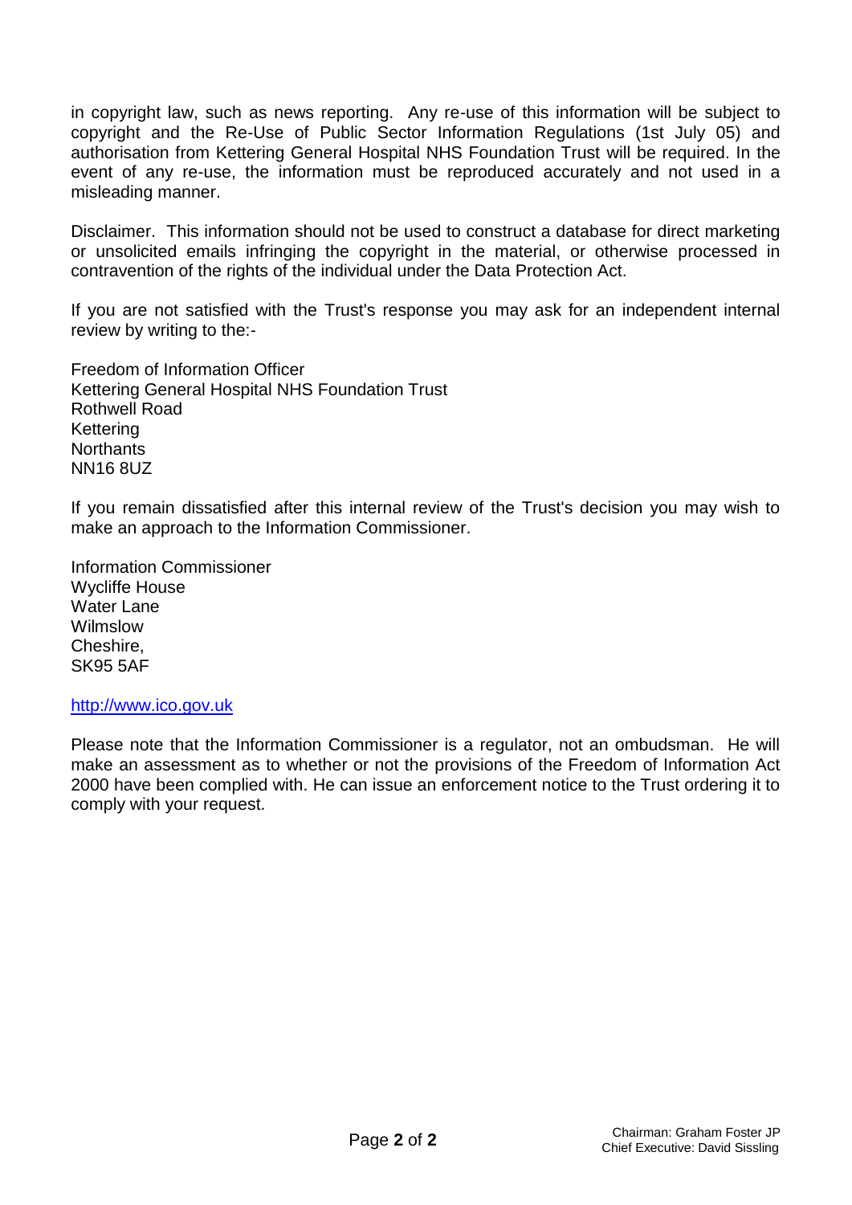in copyright law, such as news reporting. Any re-use of this information will be subject to copyright and the Re-Use of Public Sector Information Regulations (1st July 05) and authorisation from Kettering General Hospital NHS Foundation Trust will be required. In the event of any re-use, the information must be reproduced accurately and not used in a misleading manner.

Disclaimer. This information should not be used to construct a database for direct marketing or unsolicited emails infringing the copyright in the material, or otherwise processed in contravention of the rights of the individual under the Data Protection Act.

If you are not satisfied with the Trust's response you may ask for an independent internal review by writing to the:-

Freedom of Information Officer
Kettering General Hospital NHS Foundation Trust
Rothwell Road
Kettering
Northants
NN16 8UZ

If you remain dissatisfied after this internal review of the Trust's decision you may wish to make an approach to the Information Commissioner.

Information Commissioner
Wycliffe House
Water Lane
Wilmslow
Cheshire,
SK95 5AF

http://www.ico.gov.uk

Please note that the Information Commissioner is a regulator, not an ombudsman. He will make an assessment as to whether or not the provisions of the Freedom of Information Act 2000 have been complied with. He can issue an enforcement notice to the Trust ordering it to comply with your request.

Chairman: Graham Foster JP
Chief Executive: David Sissling